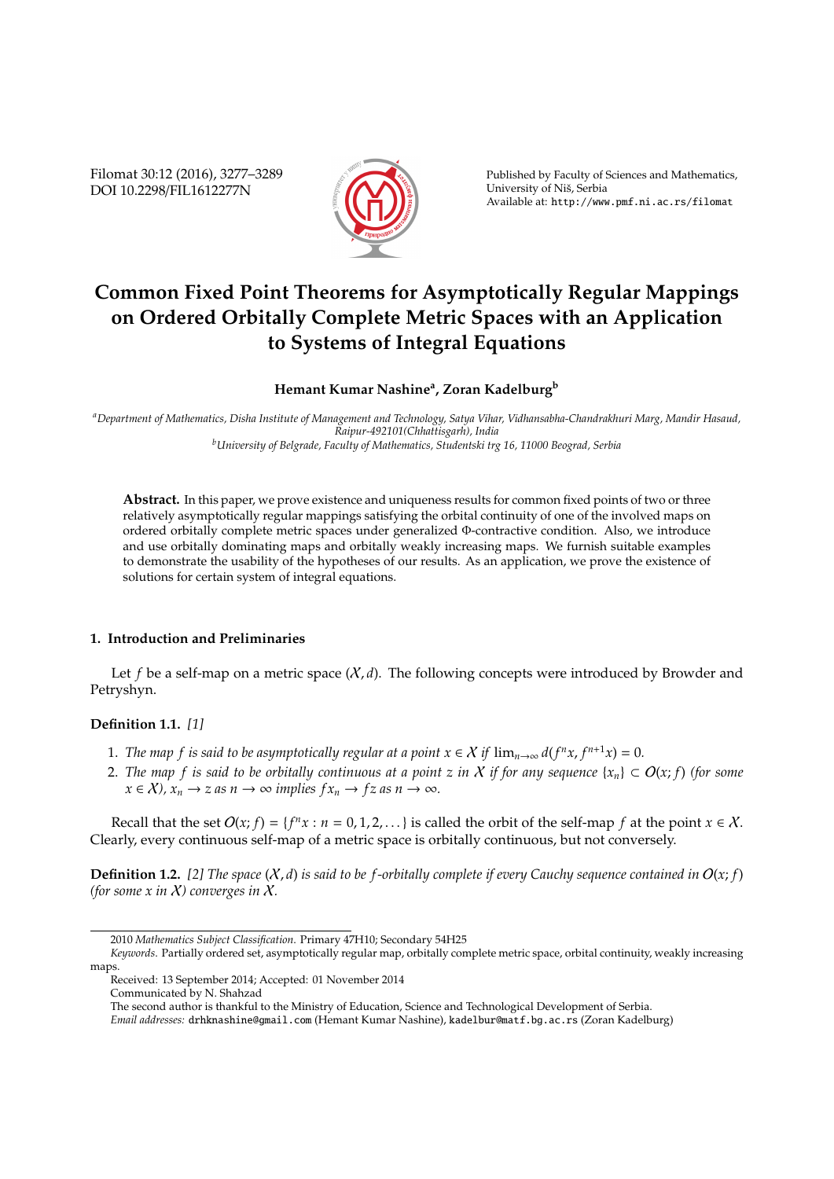# Common Fixed Point Theorems for Asymptotically Regular Mappings on Ordered Orbitally Complete Metric Spaces with an Application to Systems of Integral Equations

**Hemant Kumar Nashine[a], Zoran Kadelburg[b]**

[a]*Department of Mathematics, Disha Institute of Management and Technology, Satya Vihar, Vidhansabha-Chandrakhuri Marg, Mandir Hasaud, Raipur-492101(Chhattisgarh), India*
[b]*University of Belgrade, Faculty of Mathematics, Studentski trg 16, 11000 Beograd, Serbia*

**Abstract.** In this paper, we prove existence and uniqueness results for common fixed points of two or three relatively asymptotically regular mappings satisfying the orbital continuity of one of the involved maps on ordered orbitally complete metric spaces under generalized $\Phi$-contractive condition. Also, we introduce and use orbitally dominating maps and orbitally weakly increasing maps. We furnish suitable examples to demonstrate the usability of the hypotheses of our results. As an application, we prove the existence of solutions for certain system of integral equations.

## 1. Introduction and Preliminaries

Let $f$ be a self-map on a metric space $(\mathcal{X}, d)$. The following concepts were introduced by Browder and Petryshyn.

**Definition 1.1.** *[1]*

1. *The map $f$ is said to be asymptotically regular at a point $x \in \mathcal{X}$ if $\lim_{n\to\infty} d(f^n x, f^{n+1}x) = 0$.*
2. *The map $f$ is said to be orbitally continuous at a point $z$ in $\mathcal{X}$ if for any sequence $\{x_n\} \subset O(x; f)$ (for some $x \in \mathcal{X}$), $x_n \to z$ as $n \to \infty$ implies $fx_n \to fz$ as $n \to \infty$.*

Recall that the set $O(x; f) = \{f^n x : n = 0, 1, 2, \dots\}$ is called the orbit of the self-map $f$ at the point $x \in \mathcal{X}$. Clearly, every continuous self-map of a metric space is orbitally continuous, but not conversely.

**Definition 1.2.** *[2] The space $(\mathcal{X}, d)$ is said to be $f$-orbitally complete if every Cauchy sequence contained in $O(x; f)$ (for some $x$ in $\mathcal{X}$) converges in $\mathcal{X}$.*

---

2010 *Mathematics Subject Classification*. Primary 47H10; Secondary 54H25

*Keywords*. Partially ordered set, asymptotically regular map, orbitally complete metric space, orbital continuity, weakly increasing maps.

Received: 13 September 2014; Accepted: 01 November 2014

Communicated by N. Shahzad

The second author is thankful to the Ministry of Education, Science and Technological Development of Serbia.

*Email addresses:* drhknashine@gmail.com (Hemant Kumar Nashine), kadelbur@matf.bg.ac.rs (Zoran Kadelburg)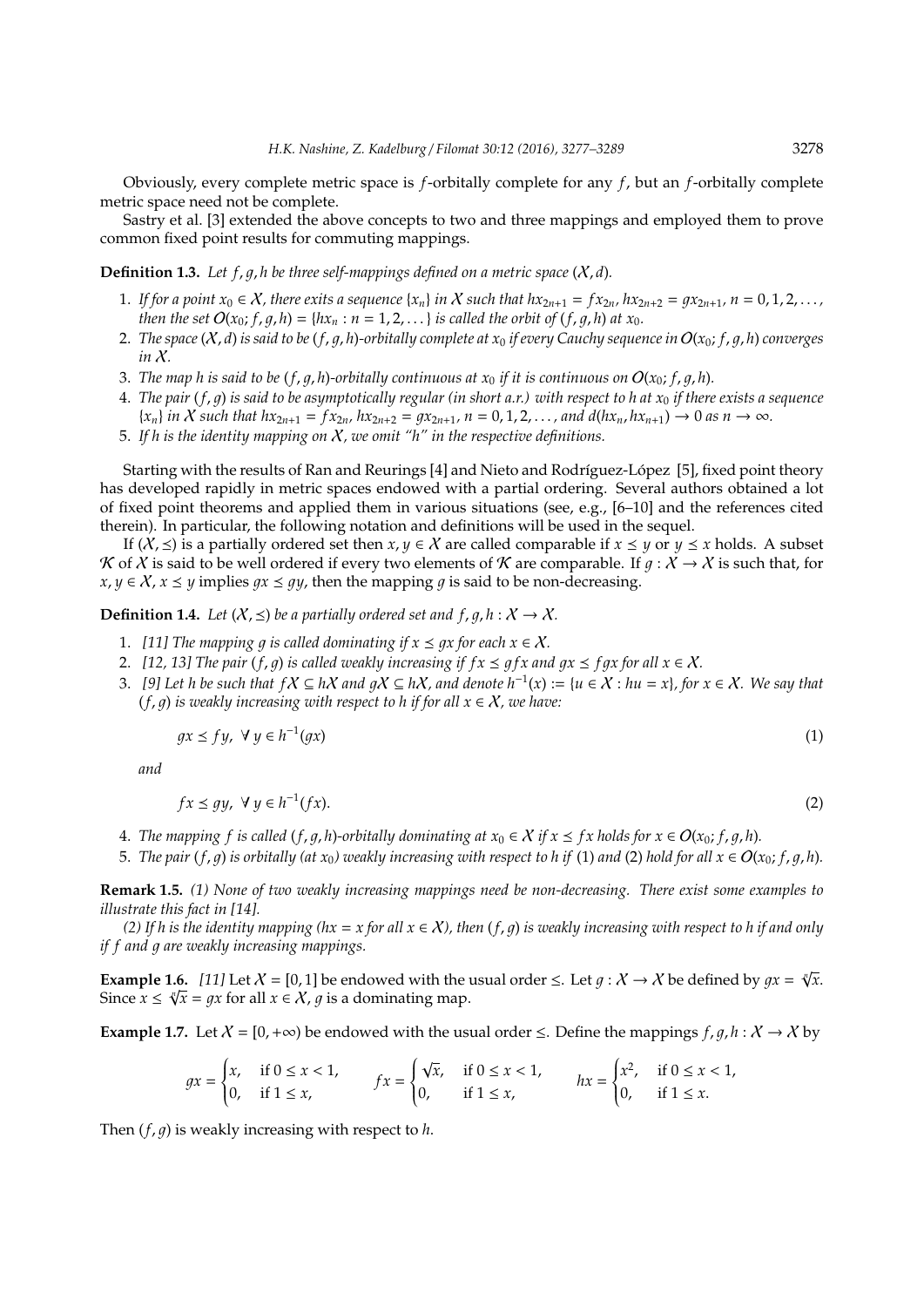Obviously, every complete metric space is $f$-orbitally complete for any $f$, but an $f$-orbitally complete metric space need not be complete.

Sastry et al. [3] extended the above concepts to two and three mappings and employed them to prove common fixed point results for commuting mappings.

**Definition 1.3.** *Let $f, g, h$ be three self-mappings defined on a metric space $(\mathcal{X}, d)$.*

1. *If for a point $x_0 \in \mathcal{X}$, there exits a sequence $\{x_n\}$ in $\mathcal{X}$ such that $hx_{2n+1} = fx_{2n}$, $hx_{2n+2} = gx_{2n+1}$, $n = 0, 1, 2, \dots$, then the set $O(x_0; f, g, h) = \{hx_n : n = 1, 2, \dots\}$ is called the orbit of $(f, g, h)$ at $x_0$.*
2. *The space $(\mathcal{X}, d)$ is said to be $(f, g, h)$-orbitally complete at $x_0$ if every Cauchy sequence in $O(x_0; f, g, h)$ converges in $\mathcal{X}$.*
3. *The map $h$ is said to be $(f, g, h)$-orbitally continuous at $x_0$ if it is continuous on $O(x_0; f, g, h)$.*
4. *The pair $(f, g)$ is said to be asymptotically regular (in short a.r.) with respect to $h$ at $x_0$ if there exists a sequence $\{x_n\}$ in $\mathcal{X}$ such that $hx_{2n+1} = fx_{2n}$, $hx_{2n+2} = gx_{2n+1}$, $n = 0, 1, 2, \dots$, and $d(hx_n, hx_{n+1}) \to 0$ as $n \to \infty$.*
5. *If $h$ is the identity mapping on $\mathcal{X}$, we omit "$h$" in the respective definitions.*

Starting with the results of Ran and Reurings [4] and Nieto and Rodríguez-López [5], fixed point theory has developed rapidly in metric spaces endowed with a partial ordering. Several authors obtained a lot of fixed point theorems and applied them in various situations (see, e.g., [6–10] and the references cited therein). In particular, the following notation and definitions will be used in the sequel.

If $(\mathcal{X}, \preceq)$ is a partially ordered set then $x, y \in \mathcal{X}$ are called comparable if $x \preceq y$ or $y \preceq x$ holds. A subset $\mathcal{K}$ of $\mathcal{X}$ is said to be well ordered if every two elements of $\mathcal{K}$ are comparable. If $g : \mathcal{X} \to \mathcal{X}$ is such that, for $x, y \in \mathcal{X}$, $x \preceq y$ implies $gx \preceq gy$, then the mapping $g$ is said to be non-decreasing.

**Definition 1.4.** *Let $(\mathcal{X}, \preceq)$ be a partially ordered set and $f, g, h : \mathcal{X} \to \mathcal{X}$.*

1. *[11] The mapping $g$ is called dominating if $x \preceq gx$ for each $x \in \mathcal{X}$.*
2. *[12, 13] The pair $(f, g)$ is called weakly increasing if $fx \preceq gfx$ and $gx \preceq fgx$ for all $x \in \mathcal{X}$.*
3. *[9] Let $h$ be such that $f\mathcal{X} \subseteq h\mathcal{X}$ and $g\mathcal{X} \subseteq h\mathcal{X}$, and denote $h^{-1}(x) := \{u \in \mathcal{X} : hu = x\}$, for $x \in \mathcal{X}$. We say that $(f, g)$ is weakly increasing with respect to $h$ if for all $x \in \mathcal{X}$, we have:*

$$gx \preceq fy, \ \forall\, y \in h^{-1}(gx) \tag{1}$$

*and*

$$fx \preceq gy, \ \forall\, y \in h^{-1}(fx). \tag{2}$$

4. *The mapping $f$ is called $(f, g, h)$-orbitally dominating at $x_0 \in \mathcal{X}$ if $x \preceq fx$ holds for $x \in O(x_0; f, g, h)$.*
5. *The pair $(f, g)$ is orbitally (at $x_0$) weakly increasing with respect to $h$ if* (1) *and* (2) *hold for all $x \in O(x_0; f, g, h)$.*

**Remark 1.5.** *(1) None of two weakly increasing mappings need be non-decreasing. There exist some examples to illustrate this fact in [14].*

*(2) If $h$ is the identity mapping ($hx = x$ for all $x \in \mathcal{X}$), then $(f, g)$ is weakly increasing with respect to $h$ if and only if $f$ and $g$ are weakly increasing mappings.*

**Example 1.6.** *[11]* Let $\mathcal{X} = [0, 1]$ be endowed with the usual order $\leq$. Let $g : \mathcal{X} \to \mathcal{X}$ be defined by $gx = \sqrt[4]{x}$. Since $x \leq \sqrt[4]{x} = gx$ for all $x \in \mathcal{X}$, $g$ is a dominating map.

**Example 1.7.** Let $\mathcal{X} = [0, +\infty)$ be endowed with the usual order $\leq$. Define the mappings $f, g, h : \mathcal{X} \to \mathcal{X}$ by

$$gx = \begin{cases} x, & \text{if } 0 \leq x < 1, \\ 0, & \text{if } 1 \leq x, \end{cases} \qquad fx = \begin{cases} \sqrt{x}, & \text{if } 0 \leq x < 1, \\ 0, & \text{if } 1 \leq x, \end{cases} \qquad hx = \begin{cases} x^2, & \text{if } 0 \leq x < 1, \\ 0, & \text{if } 1 \leq x. \end{cases}$$

Then $(f, g)$ is weakly increasing with respect to $h$.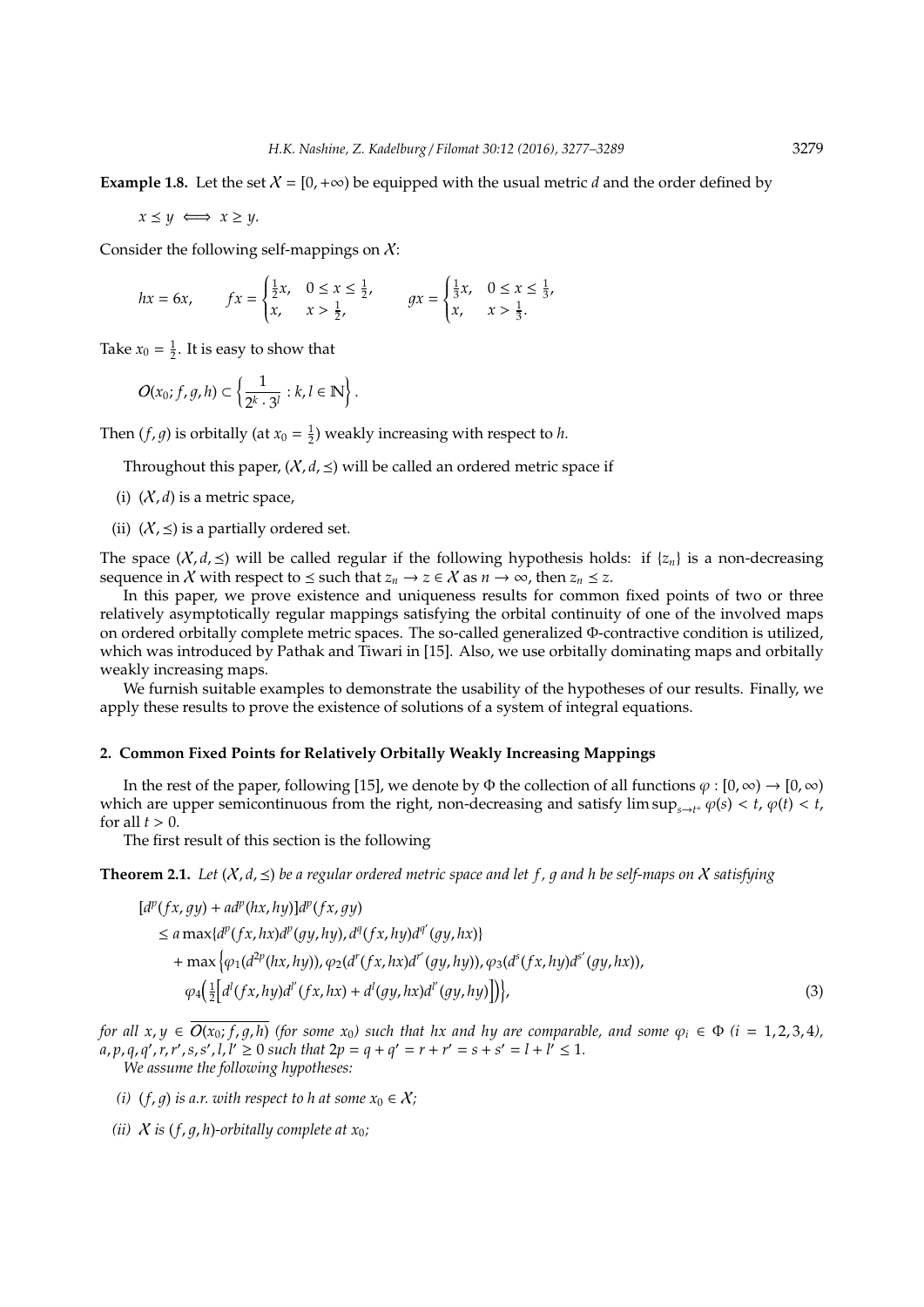**Example 1.8.** Let the set $\mathcal{X} = [0, +\infty)$ be equipped with the usual metric $d$ and the order defined by

$$x \preceq y \iff x \geq y.$$

Consider the following self-mappings on $\mathcal{X}$:

$$hx = 6x, \qquad fx = \begin{cases} \frac{1}{2}x, & 0 \leq x \leq \frac{1}{2}, \\ x, & x > \frac{1}{2}, \end{cases} \qquad gx = \begin{cases} \frac{1}{3}x, & 0 \leq x \leq \frac{1}{3}, \\ x, & x > \frac{1}{3}. \end{cases}$$

Take $x_0 = \frac{1}{2}$. It is easy to show that

$$O(x_0; f, g, h) \subset \left\{ \frac{1}{2^k \cdot 3^l} : k, l \in \mathbb{N} \right\}.$$

Then $(f, g)$ is orbitally (at $x_0 = \frac{1}{2}$) weakly increasing with respect to $h$.

Throughout this paper, $(\mathcal{X}, d, \preceq)$ will be called an ordered metric space if

(i) $(\mathcal{X}, d)$ is a metric space,

(ii) $(\mathcal{X}, \preceq)$ is a partially ordered set.

The space $(\mathcal{X}, d, \preceq)$ will be called regular if the following hypothesis holds: if $\{z_n\}$ is a non-decreasing sequence in $\mathcal{X}$ with respect to $\preceq$ such that $z_n \to z \in \mathcal{X}$ as $n \to \infty$, then $z_n \preceq z$.

In this paper, we prove existence and uniqueness results for common fixed points of two or three relatively asymptotically regular mappings satisfying the orbital continuity of one of the involved maps on ordered orbitally complete metric spaces. The so-called generalized $\Phi$-contractive condition is utilized, which was introduced by Pathak and Tiwari in [15]. Also, we use orbitally dominating maps and orbitally weakly increasing maps.

We furnish suitable examples to demonstrate the usability of the hypotheses of our results. Finally, we apply these results to prove the existence of solutions of a system of integral equations.

## 2. Common Fixed Points for Relatively Orbitally Weakly Increasing Mappings

In the rest of the paper, following [15], we denote by $\Phi$ the collection of all functions $\varphi : [0, \infty) \to [0, \infty)$ which are upper semicontinuous from the right, non-decreasing and satisfy $\limsup_{s \to t^+} \varphi(s) < t$, $\varphi(t) < t$, for all $t > 0$.

The first result of this section is the following

**Theorem 2.1.** *Let $(\mathcal{X}, d, \preceq)$ be a regular ordered metric space and let $f$, $g$ and $h$ be self-maps on $\mathcal{X}$ satisfying*

$$\begin{aligned}
&[d^p(fx, gy) + a d^p(hx, hy)] d^p(fx, gy) \\
&\quad \leq a \max\{d^p(fx, hx) d^p(gy, hy), d^q(fx, hy) d^{q'}(gy, hx)\} \\
&\qquad + \max\Big\{\varphi_1(d^{2p}(hx, hy)), \varphi_2(d^r(fx, hx) d^{r'}(gy, hy)), \varphi_3(d^s(fx, hy) d^{s'}(gy, hx)), \\
&\qquad \varphi_4\Big(\tfrac{1}{2}\Big[d^l(fx, hy) d^{l'}(fx, hx) + d^l(gy, hx) d^{l'}(gy, hy)\Big]\Big)\Big\}, \qquad (3)
\end{aligned}$$

*for all $x, y \in \overline{O(x_0; f, g, h)}$ (for some $x_0$) such that $hx$ and $hy$ are comparable, and some $\varphi_i \in \Phi$ ($i = 1, 2, 3, 4$), $a, p, q, q', r, r', s, s', l, l' \geq 0$ such that $2p = q + q' = r + r' = s + s' = l + l' \leq 1$.*

*We assume the following hypotheses:*

*(i) $(f, g)$ is a.r. with respect to $h$ at some $x_0 \in \mathcal{X}$;*

*(ii) $\mathcal{X}$ is $(f, g, h)$-orbitally complete at $x_0$;*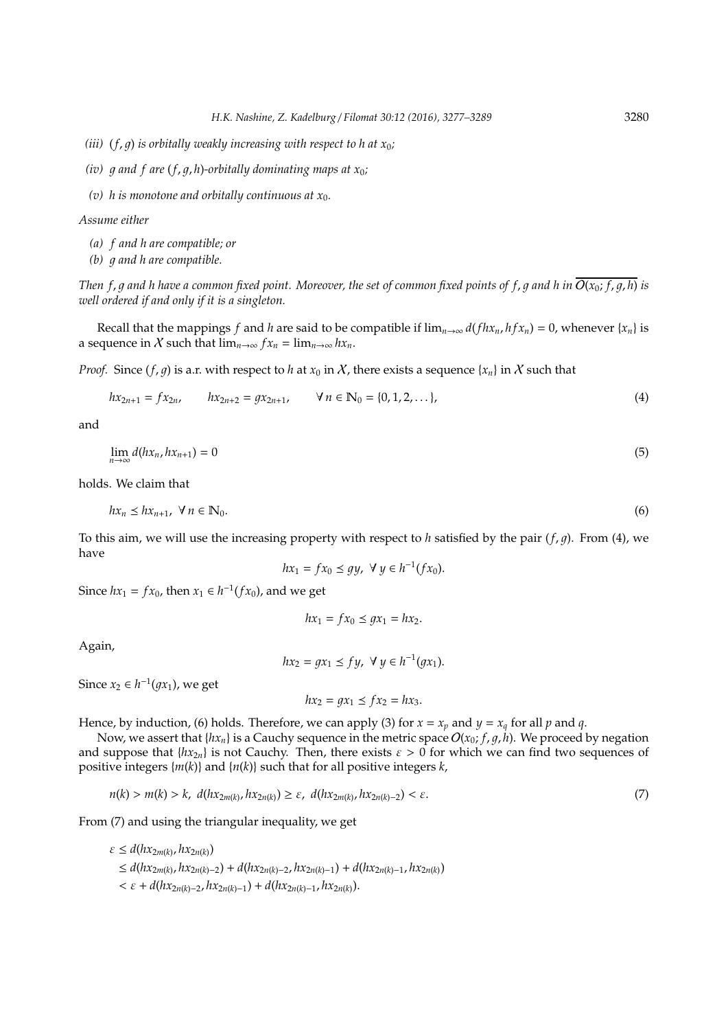*(iii)* $(f, g)$ *is orbitally weakly increasing with respect to* $h$ *at* $x_0$*;*

*(iv)* $g$ *and* $f$ *are* $(f, g, h)$*-orbitally dominating maps at* $x_0$*;*

*(v)* $h$ *is monotone and orbitally continuous at* $x_0$*.*

*Assume either*

*(a)* $f$ *and* $h$ *are compatible; or*

*(b)* $g$ *and* $h$ *are compatible.*

*Then* $f, g$ *and* $h$ *have a common fixed point. Moreover, the set of common fixed points of* $f, g$ *and* $h$ *in* $\overline{O(x_0; f, g, h)}$ *is well ordered if and only if it is a singleton.*

Recall that the mappings $f$ and $h$ are said to be compatible if $\lim_{n\to\infty} d(fhx_n, hfx_n) = 0$, whenever $\{x_n\}$ is a sequence in $\mathcal{X}$ such that $\lim_{n\to\infty} fx_n = \lim_{n\to\infty} hx_n$.

*Proof.* Since $(f, g)$ is a.r. with respect to $h$ at $x_0$ in $\mathcal{X}$, there exists a sequence $\{x_n\}$ in $\mathcal{X}$ such that

$$hx_{2n+1} = fx_{2n}, \qquad hx_{2n+2} = gx_{2n+1}, \qquad \forall\, n \in \mathbb{N}_0 = \{0, 1, 2, \dots\}, \tag{4}$$

and

$$\lim_{n\to\infty} d(hx_n, hx_{n+1}) = 0 \tag{5}$$

holds. We claim that

$$hx_n \preceq hx_{n+1},\ \forall\, n \in \mathbb{N}_0. \tag{6}$$

To this aim, we will use the increasing property with respect to $h$ satisfied by the pair $(f, g)$. From (4), we have

$$hx_1 = fx_0 \preceq gy,\ \forall\, y \in h^{-1}(fx_0).$$

Since $hx_1 = fx_0$, then $x_1 \in h^{-1}(fx_0)$, and we get

$$hx_1 = fx_0 \preceq gx_1 = hx_2.$$

Again,

$$hx_2 = gx_1 \preceq fy,\ \forall\, y \in h^{-1}(gx_1).$$

Since $x_2 \in h^{-1}(gx_1)$, we get

$$hx_2 = gx_1 \preceq fx_2 = hx_3.$$

Hence, by induction, (6) holds. Therefore, we can apply (3) for $x = x_p$ and $y = x_q$ for all $p$ and $q$.

Now, we assert that $\{hx_n\}$ is a Cauchy sequence in the metric space $O(x_0; f, g, h)$. We proceed by negation and suppose that $\{hx_{2n}\}$ is not Cauchy. Then, there exists $\varepsilon > 0$ for which we can find two sequences of positive integers $\{m(k)\}$ and $\{n(k)\}$ such that for all positive integers $k$,

$$n(k) > m(k) > k,\ d(hx_{2m(k)}, hx_{2n(k)}) \geq \varepsilon,\ d(hx_{2m(k)}, hx_{2n(k)-2}) < \varepsilon. \tag{7}$$

From (7) and using the triangular inequality, we get

$$\begin{aligned}
\varepsilon &\leq d(hx_{2m(k)}, hx_{2n(k)}) \\
&\leq d(hx_{2m(k)}, hx_{2n(k)-2}) + d(hx_{2n(k)-2}, hx_{2n(k)-1}) + d(hx_{2n(k)-1}, hx_{2n(k)}) \\
&< \varepsilon + d(hx_{2n(k)-2}, hx_{2n(k)-1}) + d(hx_{2n(k)-1}, hx_{2n(k)}).
\end{aligned}$$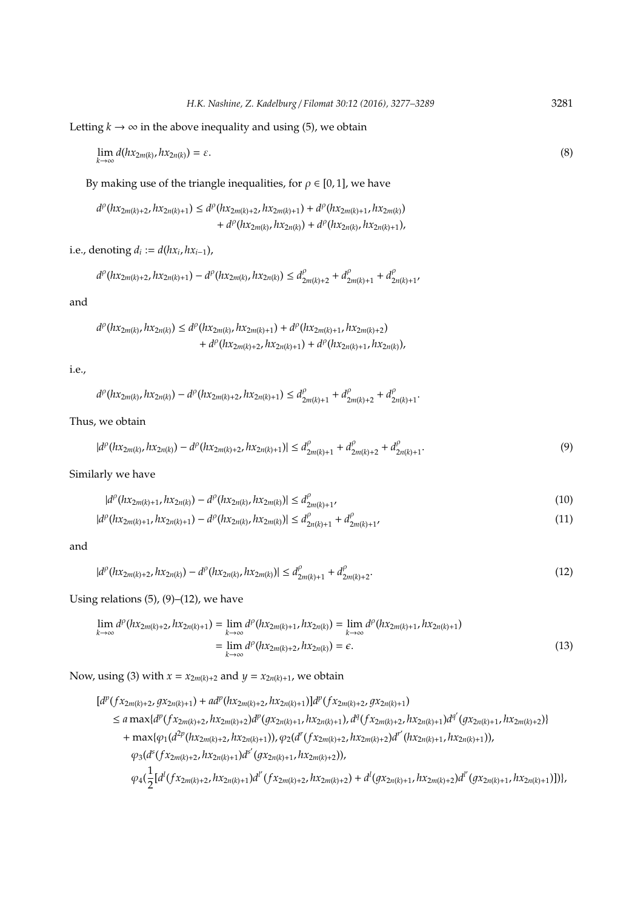Letting $k \to \infty$ in the above inequality and using (5), we obtain

$$\lim_{k\to\infty} d(hx_{2m(k)}, hx_{2n(k)}) = \varepsilon. \tag{8}$$

By making use of the triangle inequalities, for $\rho \in [0, 1]$, we have

$$\begin{aligned} d^\rho(hx_{2m(k)+2}, hx_{2n(k)+1}) \leq\, & d^\rho(hx_{2m(k)+2}, hx_{2m(k)+1}) + d^\rho(hx_{2m(k)+1}, hx_{2m(k)}) \\ & + d^\rho(hx_{2m(k)}, hx_{2n(k)}) + d^\rho(hx_{2n(k)}, hx_{2n(k)+1}), \end{aligned}$$

i.e., denoting $d_i := d(hx_i, hx_{i-1})$,

$$d^\rho(hx_{2m(k)+2}, hx_{2n(k)+1}) - d^\rho(hx_{2m(k)}, hx_{2n(k)}) \leq d^\rho_{2m(k)+2} + d^\rho_{2m(k)+1} + d^\rho_{2n(k)+1},$$

and

$$\begin{aligned} d^\rho(hx_{2m(k)}, hx_{2n(k)}) \leq\, & d^\rho(hx_{2m(k)}, hx_{2m(k)+1}) + d^\rho(hx_{2m(k)+1}, hx_{2m(k)+2}) \\ & + d^\rho(hx_{2m(k)+2}, hx_{2n(k)+1}) + d^\rho(hx_{2n(k)+1}, hx_{2n(k)}), \end{aligned}$$

i.e.,

$$d^\rho(hx_{2m(k)}, hx_{2n(k)}) - d^\rho(hx_{2m(k)+2}, hx_{2n(k)+1}) \leq d^\rho_{2m(k)+1} + d^\rho_{2m(k)+2} + d^\rho_{2n(k)+1}.$$

Thus, we obtain

$$|d^\rho(hx_{2m(k)}, hx_{2n(k)}) - d^\rho(hx_{2m(k)+2}, hx_{2n(k)+1})| \leq d^\rho_{2m(k)+1} + d^\rho_{2m(k)+2} + d^\rho_{2n(k)+1}. \tag{9}$$

Similarly we have

$$|d^\rho(hx_{2m(k)+1}, hx_{2n(k)}) - d^\rho(hx_{2n(k)}, hx_{2m(k)})| \leq d^\rho_{2m(k)+1}, \tag{10}$$

$$|d^\rho(hx_{2m(k)+1}, hx_{2n(k)+1}) - d^\rho(hx_{2n(k)}, hx_{2m(k)})| \leq d^\rho_{2n(k)+1} + d^\rho_{2m(k)+1}, \tag{11}$$

and

$$|d^\rho(hx_{2m(k)+2}, hx_{2n(k)}) - d^\rho(hx_{2n(k)}, hx_{2m(k)})| \leq d^\rho_{2m(k)+1} + d^\rho_{2m(k)+2}. \tag{12}$$

Using relations (5), (9)–(12), we have

$$\begin{aligned} \lim_{k\to\infty} d^\rho(hx_{2m(k)+2}, hx_{2n(k)+1}) &= \lim_{k\to\infty} d^\rho(hx_{2m(k)+1}, hx_{2n(k)}) = \lim_{k\to\infty} d^\rho(hx_{2m(k)+1}, hx_{2n(k)+1}) \\ &= \lim_{k\to\infty} d^\rho(hx_{2m(k)+2}, hx_{2n(k)}) = \epsilon. \end{aligned} \tag{13}$$

Now, using (3) with $x = x_{2m(k)+2}$ and $y = x_{2n(k)+1}$, we obtain

$$\begin{aligned} & [d^p(fx_{2m(k)+2}, gx_{2n(k)+1}) + ad^p(hx_{2m(k)+2}, hx_{2n(k)+1})]d^p(fx_{2m(k)+2}, gx_{2n(k)+1}) \\ & \leq a \max\{d^p(fx_{2m(k)+2}, hx_{2m(k)+2})d^p(gx_{2n(k)+1}, hx_{2n(k)+1}), d^q(fx_{2m(k)+2}, hx_{2n(k)+1})d^{q'}(gx_{2n(k)+1}, hx_{2m(k)+2})\} \\ & \quad + \max\{\varphi_1(d^{2p}(hx_{2m(k)+2}, hx_{2n(k)+1})), \varphi_2(d^r(fx_{2m(k)+2}, hx_{2m(k)+2})d^{r'}(hx_{2n(k)+1}, hx_{2n(k)+1})), \\ & \quad \varphi_3(d^s(fx_{2m(k)+2}, hx_{2n(k)+1})d^{s'}(gx_{2n(k)+1}, hx_{2m(k)+2})), \\ & \quad \varphi_4(\frac{1}{2}[d^l(fx_{2m(k)+2}, hx_{2n(k)+1})d^{l'}(fx_{2m(k)+2}, hx_{2m(k)+2}) + d^l(gx_{2n(k)+1}, hx_{2m(k)+2})d^{l'}(gx_{2n(k)+1}, hx_{2n(k)+1})])\}, \end{aligned}$$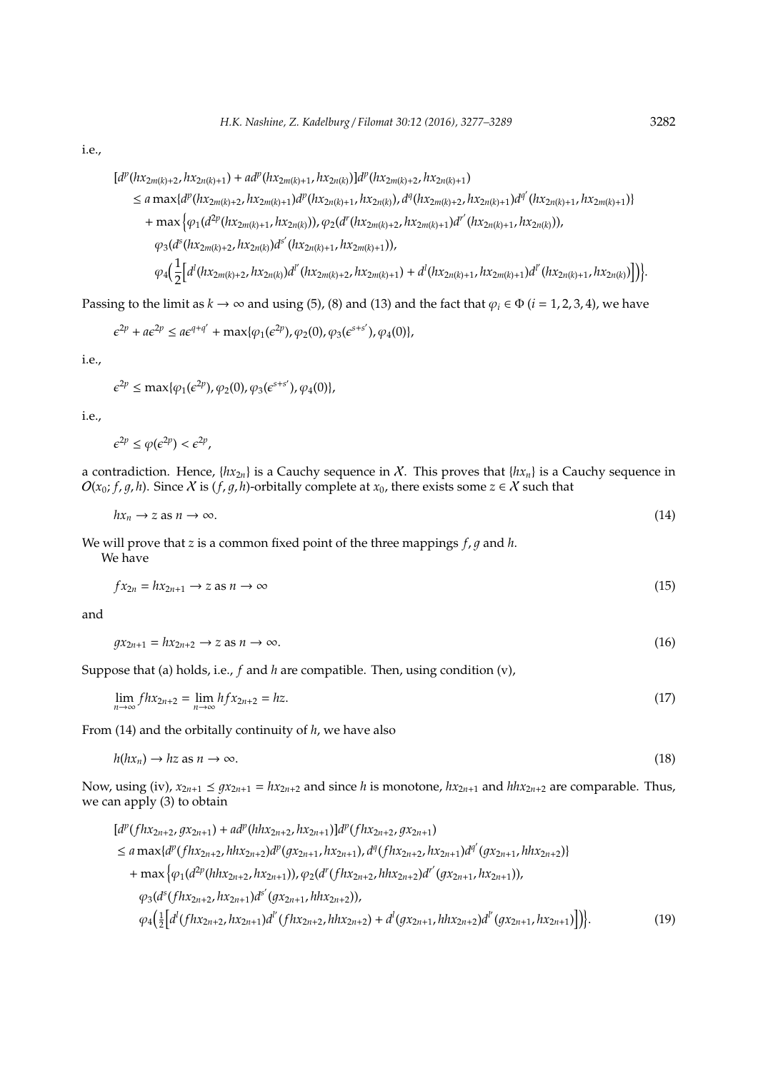i.e.,

$$\begin{aligned}
&[d^p(hx_{2m(k)+2}, hx_{2n(k)+1}) + ad^p(hx_{2m(k)+1}, hx_{2n(k)})]d^p(hx_{2m(k)+2}, hx_{2n(k)+1}) \\
&\leq a\max\{d^p(hx_{2m(k)+2}, hx_{2m(k)+1})d^p(hx_{2n(k)+1}, hx_{2n(k)}), d^q(hx_{2m(k)+2}, hx_{2n(k)+1})d^{q'}(hx_{2n(k)+1}, hx_{2m(k)+1})\} \\
&\quad + \max\Big\{\varphi_1(d^{2p}(hx_{2m(k)+1}, hx_{2n(k)})), \varphi_2(d^r(hx_{2m(k)+2}, hx_{2m(k)+1})d^{r'}(hx_{2n(k)+1}, hx_{2n(k)})), \\
&\quad \varphi_3(d^s(hx_{2m(k)+2}, hx_{2n(k)})d^{s'}(hx_{2n(k)+1}, hx_{2m(k)+1})), \\
&\quad \varphi_4\Big(\frac{1}{2}\Big[d^l(hx_{2m(k)+2}, hx_{2n(k)})d^{l'}(hx_{2m(k)+2}, hx_{2m(k)+1}) + d^l(hx_{2n(k)+1}, hx_{2m(k)+1})d^{l'}(hx_{2n(k)+1}, hx_{2n(k)})\Big]\Big)\Big\}.
\end{aligned}$$

Passing to the limit as $k \to \infty$ and using (5), (8) and (13) and the fact that $\varphi_i \in \Phi$ ($i = 1, 2, 3, 4$), we have

$$\epsilon^{2p} + a\epsilon^{2p} \leq a\epsilon^{q+q'} + \max\{\varphi_1(\epsilon^{2p}), \varphi_2(0), \varphi_3(\epsilon^{s+s'}), \varphi_4(0)\},$$

i.e.,

$$\epsilon^{2p} \leq \max\{\varphi_1(\epsilon^{2p}), \varphi_2(0), \varphi_3(\epsilon^{s+s'}), \varphi_4(0)\},$$

i.e.,

$$\epsilon^{2p} \leq \varphi(\epsilon^{2p}) < \epsilon^{2p},$$

a contradiction. Hence, $\{hx_{2n}\}$ is a Cauchy sequence in $\mathcal{X}$. This proves that $\{hx_n\}$ is a Cauchy sequence in $O(x_0; f, g, h)$. Since $\mathcal{X}$ is $(f, g, h)$-orbitally complete at $x_0$, there exists some $z \in \mathcal{X}$ such that

$$hx_n \to z \text{ as } n \to \infty. \tag{14}$$

We will prove that $z$ is a common fixed point of the three mappings $f, g$ and $h$.

We have

$$fx_{2n} = hx_{2n+1} \to z \text{ as } n \to \infty \tag{15}$$

and

$$gx_{2n+1} = hx_{2n+2} \to z \text{ as } n \to \infty. \tag{16}$$

Suppose that (a) holds, i.e., $f$ and $h$ are compatible. Then, using condition (v),

$$\lim_{n\to\infty} fhx_{2n+2} = \lim_{n\to\infty} hfx_{2n+2} = hz. \tag{17}$$

From (14) and the orbitally continuity of $h$, we have also

$$h(hx_n) \to hz \text{ as } n \to \infty. \tag{18}$$

Now, using (iv), $x_{2n+1} \preceq gx_{2n+1} = hx_{2n+2}$ and since $h$ is monotone, $hx_{2n+1}$ and $hhx_{2n+2}$ are comparable. Thus, we can apply (3) to obtain

$$\begin{aligned}
&[d^p(fhx_{2n+2}, gx_{2n+1}) + ad^p(hhx_{2n+2}, hx_{2n+1})]d^p(fhx_{2n+2}, gx_{2n+1}) \\
&\leq a\max\{d^p(fhx_{2n+2}, hhx_{2n+2})d^p(gx_{2n+1}, hx_{2n+1}), d^q(fhx_{2n+2}, hx_{2n+1})d^{q'}(gx_{2n+1}, hhx_{2n+2})\} \\
&\quad + \max\Big\{\varphi_1(d^{2p}(hhx_{2n+2}, hx_{2n+1})), \varphi_2(d^r(fhx_{2n+2}, hhx_{2n+2})d^{r'}(gx_{2n+1}, hx_{2n+1})), \\
&\quad \varphi_3(d^s(fhx_{2n+2}, hx_{2n+1})d^{s'}(gx_{2n+1}, hhx_{2n+2})), \\
&\quad \varphi_4\Big(\tfrac{1}{2}\Big[d^l(fhx_{2n+2}, hx_{2n+1})d^{l'}(fhx_{2n+2}, hhx_{2n+2}) + d^l(gx_{2n+1}, hhx_{2n+2})d^{l'}(gx_{2n+1}, hx_{2n+1})\Big]\Big)\Big\}.
\end{aligned} \tag{19}$$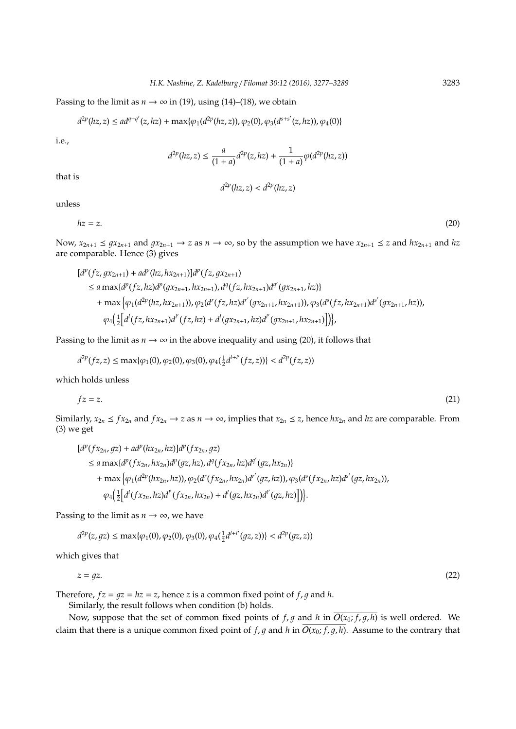Passing to the limit as $n \to \infty$ in (19), using (14)–(18), we obtain

$$d^{2p}(hz, z) \leq a d^{q+q'}(z, hz) + \max\{\varphi_1(d^{2p}(hz, z)), \varphi_2(0), \varphi_3(d^{s+s'}(z, hz)), \varphi_4(0)\}$$

i.e.,

$$d^{2p}(hz, z) \leq \frac{a}{(1+a)} d^{2p}(z, hz) + \frac{1}{(1+a)} \varphi(d^{2p}(hz, z))$$

that is

$$d^{2p}(hz, z) < d^{2p}(hz, z)$$

unless

$$hz = z. \tag{20}$$

Now, $x_{2n+1} \preceq g x_{2n+1}$ and $g x_{2n+1} \to z$ as $n \to \infty$, so by the assumption we have $x_{2n+1} \preceq z$ and $h x_{2n+1}$ and $hz$ are comparable. Hence (3) gives

$$\begin{aligned}
&[d^p(fz, g x_{2n+1}) + a d^p(hz, h x_{2n+1})] d^p(fz, g x_{2n+1}) \\
&\leq a \max\{d^p(fz, hz) d^p(g x_{2n+1}, h x_{2n+1}), d^q(fz, h x_{2n+1}) d^{q'}(g x_{2n+1}, hz)\} \\
&\quad + \max\Big\{\varphi_1(d^{2p}(hz, h x_{2n+1})), \varphi_2(d^r(fz, hz) d^{r'}(g x_{2n+1}, h x_{2n+1})), \varphi_3(d^s(fz, h x_{2n+1}) d^{s'}(g x_{2n+1}, hz)), \\
&\quad \varphi_4\Big(\tfrac{1}{2}\Big[d^l(fz, h x_{2n+1}) d^{l'}(fz, hz) + d^l(g x_{2n+1}, hz) d^{l'}(g x_{2n+1}, h x_{2n+1})\Big]\Big)\Big\},
\end{aligned}$$

Passing to the limit as $n \to \infty$ in the above inequality and using (20), it follows that

$$d^{2p}(fz, z) \leq \max\{\varphi_1(0), \varphi_2(0), \varphi_3(0), \varphi_4(\tfrac{1}{2} d^{l+l'}(fz, z))\} < d^{2p}(fz, z))$$

which holds unless

$$fz = z. \tag{21}$$

Similarly, $x_{2n} \preceq f x_{2n}$ and $f x_{2n} \to z$ as $n \to \infty$, implies that $x_{2n} \preceq z$, hence $h x_{2n}$ and $hz$ are comparable. From (3) we get

$$\begin{aligned}
&[d^p(f x_{2n}, gz) + a d^p(h x_{2n}, hz)] d^p(f x_{2n}, gz) \\
&\leq a \max\{d^p(f x_{2n}, h x_{2n}) d^p(gz, hz), d^q(f x_{2n}, hz) d^{q'}(gz, h x_{2n})\} \\
&\quad + \max\Big\{\varphi_1(d^{2p}(h x_{2n}, hz)), \varphi_2(d^r(f x_{2n}, h x_{2n}) d^{r'}(gz, hz)), \varphi_3(d^s(f x_{2n}, hz) d^{s'}(gz, h x_{2n})), \\
&\quad \varphi_4\Big(\tfrac{1}{2}\Big[d^l(f x_{2n}, hz) d^{l'}(f x_{2n}, h x_{2n}) + d^l(gz, h x_{2n}) d^{l'}(gz, hz)\Big]\Big)\Big\}.
\end{aligned}$$

Passing to the limit as $n \to \infty$, we have

$$d^{2p}(z, gz) \leq \max\{\varphi_1(0), \varphi_2(0), \varphi_3(0), \varphi_4(\tfrac{1}{2} d^{l+l'}(gz, z))\} < d^{2p}(gz, z))$$

which gives that

$$z = gz. \tag{22}$$

Therefore, $fz = gz = hz = z$, hence $z$ is a common fixed point of $f, g$ and $h$.

Similarly, the result follows when condition (b) holds.

Now, suppose that the set of common fixed points of $f, g$ and $h$ in $\overline{O(x_0; f, g, h)}$ is well ordered. We claim that there is a unique common fixed point of $f, g$ and $h$ in $\overline{O(x_0; f, g, h)}$. Assume to the contrary that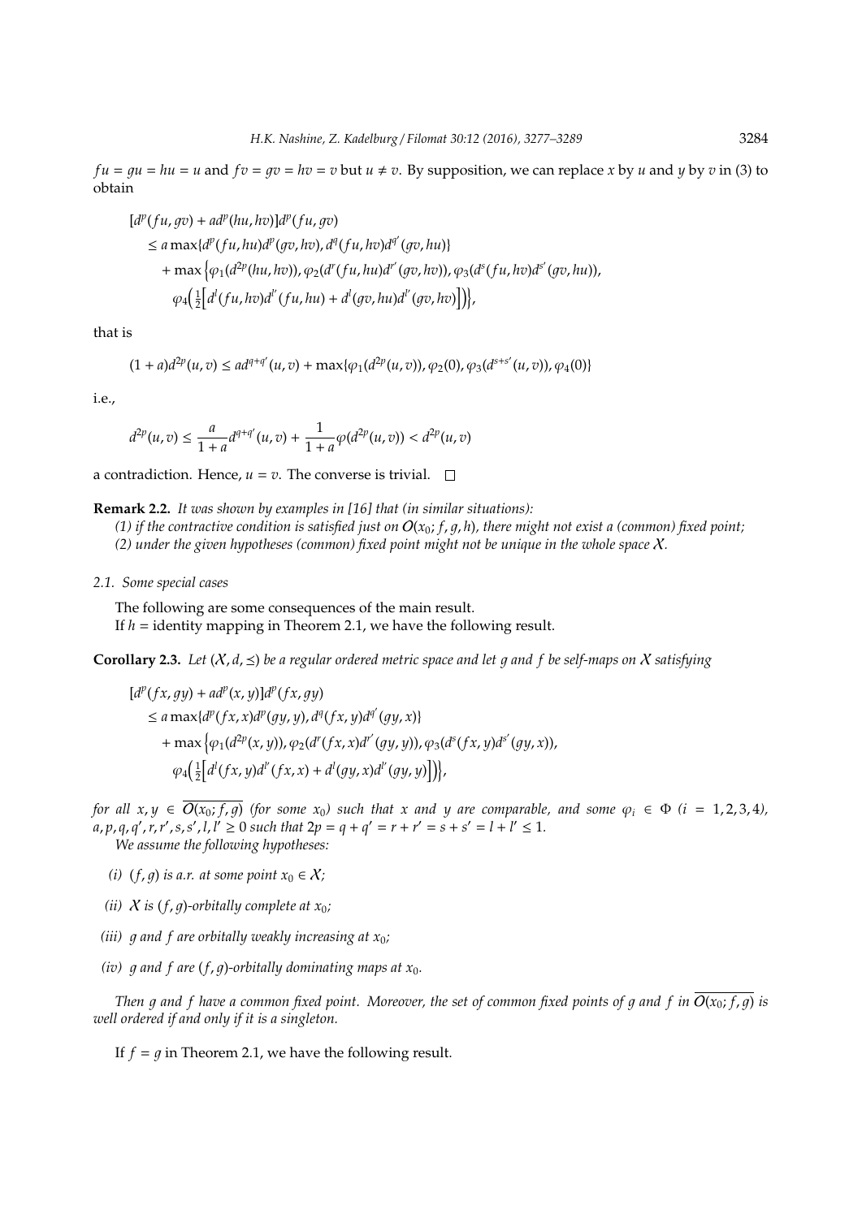$fu = gu = hu = u$ and $fv = gv = hv = v$ but $u \neq v$. By supposition, we can replace $x$ by $u$ and $y$ by $v$ in (3) to obtain

$$
\begin{aligned}
&[d^p(fu, gv) + ad^p(hu, hv)]d^p(fu, gv) \\
&\quad \leq a \max\{d^p(fu, hu)d^p(gv, hv), d^q(fu, hv)d^{q'}(gv, hu)\} \\
&\quad\quad + \max\Big\{\varphi_1(d^{2p}(hu, hv)), \varphi_2(d^r(fu, hu)d^{r'}(gv, hv)), \varphi_3(d^s(fu, hv)d^{s'}(gv, hu)), \\
&\quad\quad\quad \varphi_4\Big(\tfrac{1}{2}\Big[d^l(fu, hv)d^{l'}(fu, hu) + d^l(gv, hu)d^{l'}(gv, hv)\Big]\Big)\Big\},
\end{aligned}
$$

that is

$$
(1 + a)d^{2p}(u, v) \leq ad^{q+q'}(u, v) + \max\{\varphi_1(d^{2p}(u, v)), \varphi_2(0), \varphi_3(d^{s+s'}(u, v)), \varphi_4(0)\}
$$

i.e.,

$$
d^{2p}(u, v) \leq \frac{a}{1 + a}d^{q+q'}(u, v) + \frac{1}{1 + a}\varphi(d^{2p}(u, v)) < d^{2p}(u, v)
$$

a contradiction. Hence, $u = v$. The converse is trivial. $\square$

**Remark 2.2.** *It was shown by examples in [16] that (in similar situations):*
*(1) if the contractive condition is satisfied just on $O(x_0; f, g, h)$, there might not exist a (common) fixed point;*
*(2) under the given hypotheses (common) fixed point might not be unique in the whole space $\mathcal{X}$.*

### 2.1. Some special cases

The following are some consequences of the main result.

If $h$ = identity mapping in Theorem 2.1, we have the following result.

**Corollary 2.3.** *Let $(\mathcal{X}, d, \preceq)$ be a regular ordered metric space and let $g$ and $f$ be self-maps on $\mathcal{X}$ satisfying*

$$
\begin{aligned}
&[d^p(fx, gy) + ad^p(x, y)]d^p(fx, gy) \\
&\quad \leq a \max\{d^p(fx, x)d^p(gy, y), d^q(fx, y)d^{q'}(gy, x)\} \\
&\quad\quad + \max\Big\{\varphi_1(d^{2p}(x, y)), \varphi_2(d^r(fx, x)d^{r'}(gy, y)), \varphi_3(d^s(fx, y)d^{s'}(gy, x)), \\
&\quad\quad\quad \varphi_4\Big(\tfrac{1}{2}\Big[d^l(fx, y)d^{l'}(fx, x) + d^l(gy, x)d^{l'}(gy, y)\Big]\Big)\Big\},
\end{aligned}
$$

*for all $x, y \in \overline{O(x_0; f, g)}$ (for some $x_0$) such that $x$ and $y$ are comparable, and some $\varphi_i \in \Phi$ $(i = 1, 2, 3, 4)$, $a, p, q, q', r, r', s, s', l, l' \geq 0$ such that $2p = q + q' = r + r' = s + s' = l + l' \leq 1$.*

*We assume the following hypotheses:*

*(i) $(f, g)$ is a.r. at some point $x_0 \in \mathcal{X}$;*

*(ii) $\mathcal{X}$ is $(f, g)$-orbitally complete at $x_0$;*

*(iii) $g$ and $f$ are orbitally weakly increasing at $x_0$;*

*(iv) $g$ and $f$ are $(f, g)$-orbitally dominating maps at $x_0$.*

*Then $g$ and $f$ have a common fixed point. Moreover, the set of common fixed points of $g$ and $f$ in $\overline{O(x_0; f, g)}$ is well ordered if and only if it is a singleton.*

If $f = g$ in Theorem 2.1, we have the following result.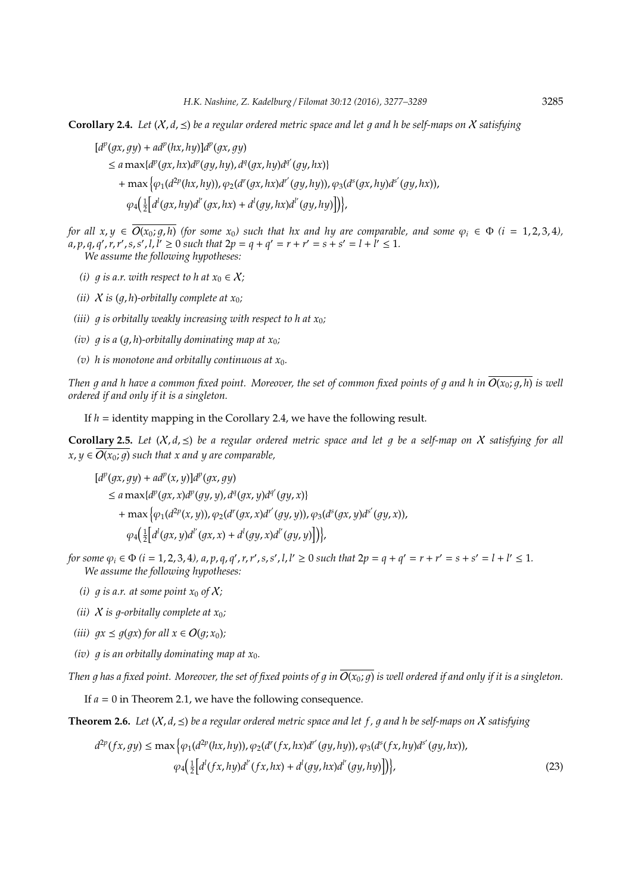**Corollary 2.4.** *Let $(\mathcal{X}, d, \preceq)$ be a regular ordered metric space and let $g$ and $h$ be self-maps on $\mathcal{X}$ satisfying*

$$
\begin{aligned}
&[d^p(gx, gy) + ad^p(hx, hy)]d^p(gx, gy)\\
&\quad \leq a \max\{d^p(gx, hx)d^p(gy, hy), d^q(gx, hy)d^{q'}(gy, hx)\}\\
&\qquad + \max\Big\{\varphi_1(d^{2p}(hx, hy)), \varphi_2(d^r(gx, hx)d^{r'}(gy, hy)), \varphi_3(d^s(gx, hy)d^{s'}(gy, hx)),\\
&\qquad\quad \varphi_4\Big(\tfrac{1}{2}\Big[d^l(gx, hy)d^{l'}(gx, hx) + d^l(gy, hx)d^{l'}(gy, hy)\Big]\Big)\Big\},
\end{aligned}
$$

*for all $x, y \in \overline{O(x_0; g, h)}$ (for some $x_0$) such that $hx$ and $hy$ are comparable, and some $\varphi_i \in \Phi$ $(i = 1, 2, 3, 4)$, $a, p, q, q', r, r', s, s', l, l' \geq 0$ such that $2p = q + q' = r + r' = s + s' = l + l' \leq 1$.*
*We assume the following hypotheses:*

*(i) $g$ is a.r. with respect to $h$ at $x_0 \in \mathcal{X}$;*

*(ii) $\mathcal{X}$ is $(g, h)$-orbitally complete at $x_0$;*

*(iii) $g$ is orbitally weakly increasing with respect to $h$ at $x_0$;*

*(iv) $g$ is a $(g, h)$-orbitally dominating map at $x_0$;*

*(v) $h$ is monotone and orbitally continuous at $x_0$.*

*Then $g$ and $h$ have a common fixed point. Moreover, the set of common fixed points of $g$ and $h$ in $\overline{O(x_0; g, h)}$ is well ordered if and only if it is a singleton.*

If $h$ = identity mapping in the Corollary 2.4, we have the following result.

**Corollary 2.5.** *Let $(\mathcal{X}, d, \preceq)$ be a regular ordered metric space and let $g$ be a self-map on $\mathcal{X}$ satisfying for all $x, y \in \overline{O(x_0; g)}$ such that $x$ and $y$ are comparable,*

$$
\begin{aligned}
&[d^p(gx, gy) + ad^p(x, y)]d^p(gx, gy)\\
&\quad \leq a \max\{d^p(gx, x)d^p(gy, y), d^q(gx, y)d^{q'}(gy, x)\}\\
&\qquad + \max\Big\{\varphi_1(d^{2p}(x, y)), \varphi_2(d^r(gx, x)d^{r'}(gy, y)), \varphi_3(d^s(gx, y)d^{s'}(gy, x)),\\
&\qquad\quad \varphi_4\Big(\tfrac{1}{2}\Big[d^l(gx, y)d^{l'}(gx, x) + d^l(gy, x)d^{l'}(gy, y)\Big]\Big)\Big\},
\end{aligned}
$$

*for some $\varphi_i \in \Phi$ $(i = 1, 2, 3, 4)$, $a, p, q, q', r, r', s, s', l, l' \geq 0$ such that $2p = q + q' = r + r' = s + s' = l + l' \leq 1$.*
*We assume the following hypotheses:*

*(i) $g$ is a.r. at some point $x_0$ of $\mathcal{X}$;*

*(ii) $\mathcal{X}$ is $g$-orbitally complete at $x_0$;*

*(iii) $gx \preceq g(gx)$ for all $x \in O(g; x_0)$;*

*(iv) $g$ is an orbitally dominating map at $x_0$.*

*Then $g$ has a fixed point. Moreover, the set of fixed points of $g$ in $\overline{O(x_0; g)}$ is well ordered if and only if it is a singleton.*

If $a = 0$ in Theorem 2.1, we have the following consequence.

**Theorem 2.6.** *Let $(\mathcal{X}, d, \preceq)$ be a regular ordered metric space and let $f$, $g$ and $h$ be self-maps on $\mathcal{X}$ satisfying*

$$
\begin{aligned}
d^{2p}(fx, gy) \leq \max\Big\{&\varphi_1(d^{2p}(hx, hy)), \varphi_2(d^r(fx, hx)d^{r'}(gy, hy)), \varphi_3(d^s(fx, hy)d^{s'}(gy, hx)),\\
&\varphi_4\Big(\tfrac{1}{2}\Big[d^l(fx, hy)d^{l'}(fx, hx) + d^l(gy, hx)d^{l'}(gy, hy)\Big]\Big)\Big\},
\end{aligned}
\tag{23}
$$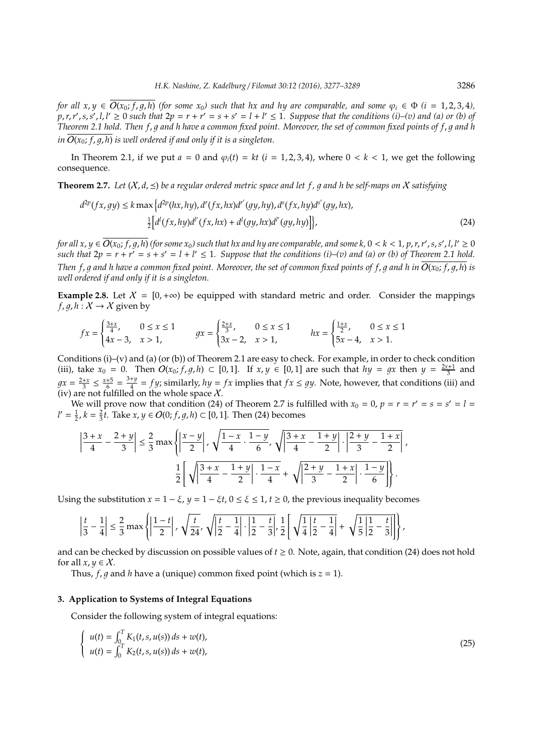*for all $x, y \in \overline{O(x_0; f, g, h)}$ (for some $x_0$) such that $hx$ and $hy$ are comparable, and some $\varphi_i \in \Phi$ $(i = 1, 2, 3, 4)$, $p, r, r', s, s', l, l' \geq 0$ such that $2p = r + r' = s + s' = l + l' \leq 1$. Suppose that the conditions (i)–(v) and (a) or (b) of Theorem 2.1 hold. Then $f, g$ and $h$ have a common fixed point. Moreover, the set of common fixed points of $f, g$ and $h$ in $\overline{O(x_0; f, g, h)}$ is well ordered if and only if it is a singleton.*

In Theorem 2.1, if we put $a = 0$ and $\varphi_i(t) = kt$ $(i = 1, 2, 3, 4)$, where $0 < k < 1$, we get the following consequence.

**Theorem 2.7.** *Let $(\mathcal{X}, d, \preceq)$ be a regular ordered metric space and let $f$, $g$ and $h$ be self-maps on $\mathcal{X}$ satisfying*

$$d^{2p}(fx, gy) \leq k \max\Big\{d^{2p}(hx, hy), d^r(fx, hx)d^{r'}(gy, hy), d^s(fx, hy)d^{s'}(gy, hx),$$
$$\tfrac{1}{2}\Big[d^l(fx, hy)d^{l'}(fx, hx) + d^l(gy, hx)d^{l'}(gy, hy)\Big]\Big\}, \tag{24}$$

*for all $x, y \in \overline{O(x_0; f, g, h)}$ (for some $x_0$) such that $hx$ and $hy$ are comparable, and some $k$, $0 < k < 1$, $p, r, r', s, s', l, l' \geq 0$ such that $2p = r + r' = s + s' = l + l' \leq 1$. Suppose that the conditions (i)–(v) and (a) or (b) of Theorem 2.1 hold. Then $f, g$ and $h$ have a common fixed point. Moreover, the set of common fixed points of $f, g$ and $h$ in $\overline{O(x_0; f, g, h)}$ is well ordered if and only if it is a singleton.*

**Example 2.8.** Let $\mathcal{X} = [0, +\infty)$ be equipped with standard metric and order. Consider the mappings $f, g, h : \mathcal{X} \to \mathcal{X}$ given by

$$fx = \begin{cases} \frac{3+x}{4}, & 0 \leq x \leq 1 \\ 4x - 3, & x > 1, \end{cases} \qquad gx = \begin{cases} \frac{2+x}{3}, & 0 \leq x \leq 1 \\ 3x - 2, & x > 1, \end{cases} \qquad hx = \begin{cases} \frac{1+x}{2}, & 0 \leq x \leq 1 \\ 5x - 4, & x > 1. \end{cases}$$

Conditions (i)–(v) and (a) (or (b)) of Theorem 2.1 are easy to check. For example, in order to check condition (iii), take $x_0 = 0$. Then $O(x_0; f, g, h) \subset [0, 1]$. If $x, y \in [0, 1]$ are such that $hy = gx$ then $y = \frac{2x+1}{3}$ and $gx = \frac{2+x}{3} \leq \frac{x+5}{6} = \frac{3+y}{4} = fy$; similarly, $hy = fx$ implies that $fx \leq gy$. Note, however, that conditions (iii) and (iv) are not fulfilled on the whole space $\mathcal{X}$.

We will prove now that condition (24) of Theorem 2.7 is fulfilled with $x_0 = 0$, $p = r = r' = s = s' = l = l' = \frac{1}{2}$, $k = \frac{2}{3}t$. Take $x, y \in O(0; f, g, h) \subset [0, 1]$. Then (24) becomes

$$\left|\frac{3+x}{4} - \frac{2+y}{3}\right| \leq \frac{2}{3}\max\left\{\left|\frac{x-y}{2}\right|, \sqrt{\frac{1-x}{4} \cdot \frac{1-y}{6}}, \sqrt{\left|\frac{3+x}{4} - \frac{1+y}{2}\right| \cdot \left|\frac{2+y}{3} - \frac{1+x}{2}\right|},\right.$$
$$\left.\frac{1}{2}\left[\sqrt{\left|\frac{3+x}{4} - \frac{1+y}{2}\right| \cdot \frac{1-x}{4}} + \sqrt{\left|\frac{2+y}{3} - \frac{1+x}{2}\right| \cdot \frac{1-y}{6}}\right]\right\}.$$

Using the substitution $x = 1 - \xi$, $y = 1 - \xi t$, $0 \leq \xi \leq 1$, $t \geq 0$, the previous inequality becomes

$$\left|\frac{t}{3} - \frac{1}{4}\right| \leq \frac{2}{3}\max\left\{\left|\frac{1-t}{2}\right|, \sqrt{\frac{t}{24}}, \sqrt{\left|\frac{t}{2} - \frac{1}{4}\right| \cdot \left|\frac{1}{2} - \frac{t}{3}\right|}, \frac{1}{2}\left[\sqrt{\frac{1}{4}\left|\frac{t}{2} - \frac{1}{4}\right|} + \sqrt{\frac{1}{5}\left|\frac{1}{2} - \frac{t}{3}\right|}\right]\right\},$$

and can be checked by discussion on possible values of $t \geq 0$. Note, again, that condition (24) does not hold for all $x, y \in \mathcal{X}$.

Thus, $f, g$ and $h$ have a (unique) common fixed point (which is $z = 1$).

## 3. Application to Systems of Integral Equations

Consider the following system of integral equations:

$$\begin{cases} u(t) = \int_0^T K_1(t, s, u(s))\, ds + w(t), \\ u(t) = \int_0^T K_2(t, s, u(s))\, ds + w(t), \end{cases} \tag{25}$$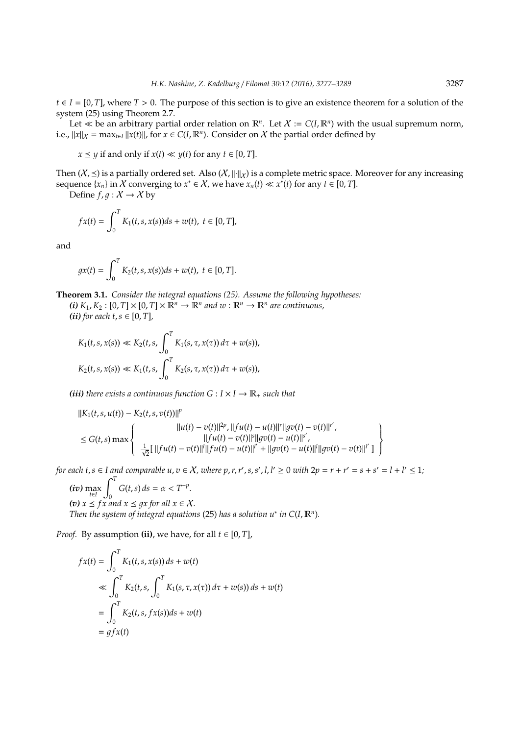$t \in I = [0, T]$, where $T > 0$. The purpose of this section is to give an existence theorem for a solution of the system (25) using Theorem 2.7.

Let $\ll$ be an arbitrary partial order relation on $\mathbb{R}^n$. Let $\mathcal{X} := C(I, \mathbb{R}^n)$ with the usual supremum norm, i.e., $\|x\|_{\mathcal{X}} = \max_{t \in I} \|x(t)\|$, for $x \in C(I, \mathbb{R}^n)$. Consider on $\mathcal{X}$ the partial order defined by

$x \preceq y$ if and only if $x(t) \ll y(t)$ for any $t \in [0, T]$.

Then $(\mathcal{X}, \preceq)$ is a partially ordered set. Also $(\mathcal{X}, \|\cdot\|_{\mathcal{X}})$ is a complete metric space. Moreover for any increasing sequence $\{x_n\}$ in $\mathcal{X}$ converging to $x^* \in \mathcal{X}$, we have $x_n(t) \ll x^*(t)$ for any $t \in [0, T]$.

Define $f, g : \mathcal{X} \to \mathcal{X}$ by

$$fx(t) = \int_0^T K_1(t, s, x(s))ds + w(t), \ t \in [0, T],$$

and

$$gx(t) = \int_0^T K_2(t, s, x(s))ds + w(t), \ t \in [0, T].$$

**Theorem 3.1.** *Consider the integral equations (25). Assume the following hypotheses:*
***(i)*** *$K_1, K_2 : [0, T] \times [0, T] \times \mathbb{R}^n \to \mathbb{R}^n$ and $w : \mathbb{R}^n \to \mathbb{R}^n$ are continuous,*
***(ii)*** *for each $t, s \in [0, T]$,*

$$K_1(t, s, x(s)) \ll K_2(t, s, \int_0^T K_1(s, \tau, x(\tau))\, d\tau + w(s)),$$
$$K_2(t, s, x(s)) \ll K_1(t, s, \int_0^T K_2(s, \tau, x(\tau))\, d\tau + w(s)),$$

***(iii)*** *there exists a continuous function $G : I \times I \to \mathbb{R}_+$ such that*

$$\|K_1(t, s, u(t)) - K_2(t, s, v(t))\|^p \le G(t, s) \max \left\{ \begin{array}{c} \|u(t) - v(t)\|^{2p}, \|fu(t) - u(t)\|^r \|gv(t) - v(t)\|^{r'}, \\ \|fu(t) - v(t)\|^s \|gv(t) - u(t)\|^{s'}, \\ \frac{1}{\sqrt{2}}[\, \|fu(t) - v(t)\|^l \|fu(t) - u(t)\|^{l'} + \|gv(t) - u(t)\|^l \|gv(t) - v(t)\|^{l'}\, ] \end{array} \right\}$$

*for each $t, s \in I$ and comparable $u, v \in \mathcal{X}$, where $p, r, r', s, s', l, l' \ge 0$ with $2p = r + r' = s + s' = l + l' \le 1$;*
***(iv)*** $\max_{t \in I} \int_0^T G(t, s)\, ds = \alpha < T^{-p}$.
***(v)*** *$x \preceq fx$ and $x \preceq gx$ for all $x \in \mathcal{X}$.*
*Then the system of integral equations* (25) *has a solution $u^*$ in $C(I, \mathbb{R}^n)$.*

*Proof.* By assumption **(ii)**, we have, for all $t \in [0, T]$,

$$\begin{aligned} fx(t) &= \int_0^T K_1(t, s, x(s))\, ds + w(t) \\ &\ll \int_0^T K_2(t, s, \int_0^T K_1(s, \tau, x(\tau))\, d\tau + w(s))\, ds + w(t) \\ &= \int_0^T K_2(t, s, fx(s))ds + w(t) \\ &= gfx(t) \end{aligned}$$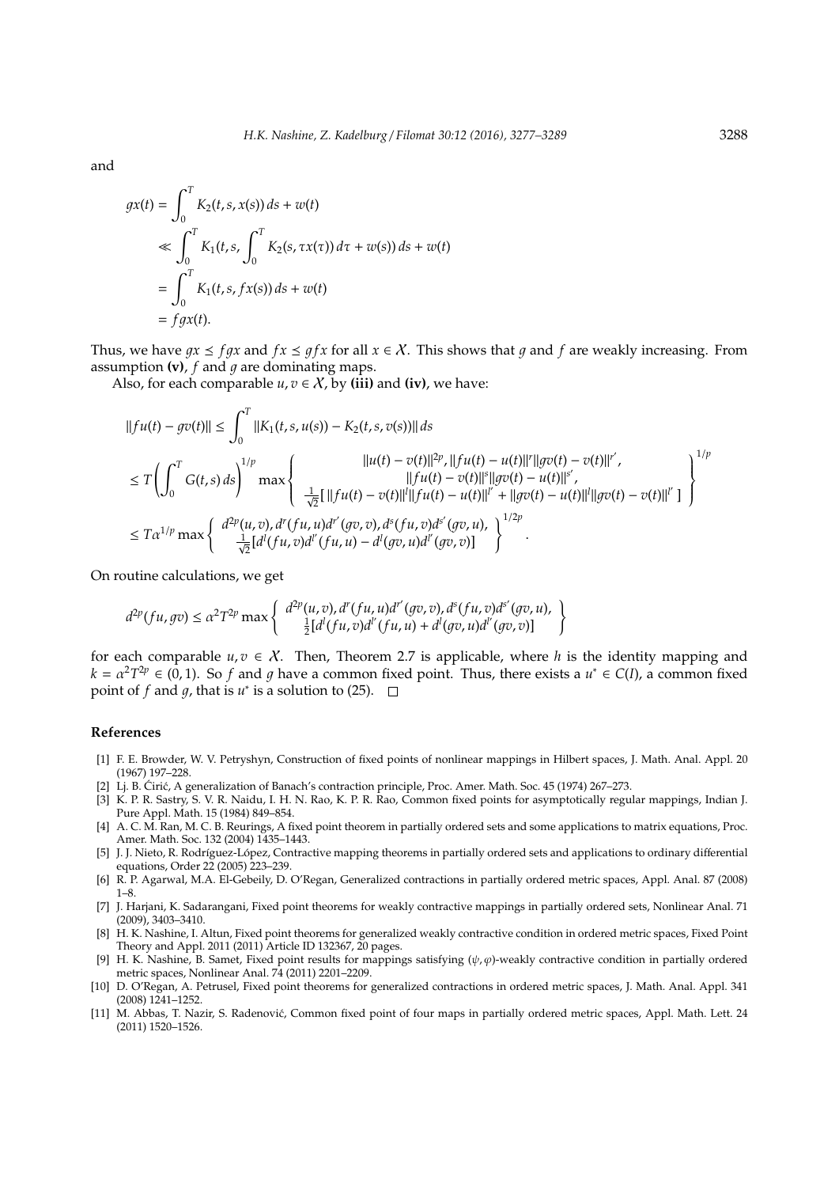and

$$
\begin{aligned}
gx(t) &= \int_0^T K_2(t,s,x(s))\,ds + w(t) \\
&\ll \int_0^T K_1\left(t,s,\int_0^T K_2(s,\tau x(\tau))\,d\tau + w(s)\right) ds + w(t) \\
&= \int_0^T K_1(t,s,fx(s))\,ds + w(t) \\
&= fgx(t).
\end{aligned}
$$

Thus, we have $gx \preceq fgx$ and $fx \preceq gfx$ for all $x \in \mathcal{X}$. This shows that $g$ and $f$ are weakly increasing. From assumption **(v)**, $f$ and $g$ are dominating maps.

Also, for each comparable $u, v \in \mathcal{X}$, by **(iii)** and **(iv)**, we have:

$$
\begin{aligned}
\|fu(t) - gv(t)\| &\leq \int_0^T \|K_1(t,s,u(s)) - K_2(t,s,v(s))\|\,ds \\
&\leq T\left(\int_0^T G(t,s)\,ds\right)^{1/p} \max\left\{\begin{array}{c} \|u(t)-v(t)\|^{2p}, \|fu(t)-u(t)\|^{r}\|gv(t)-v(t)\|^{r'}, \\ \|fu(t)-v(t)\|^{s}\|gv(t)-u(t)\|^{s'}, \\ \frac{1}{\sqrt{2}}[\,\|fu(t)-v(t)\|^{l}\|fu(t)-u(t)\|^{l'} + \|gv(t)-u(t)\|^{l}\|gv(t)-v(t)\|^{l'}\,] \end{array}\right\}^{1/p} \\
&\leq T\alpha^{1/p} \max\left\{\begin{array}{c} d^{2p}(u,v), d^{r}(fu,u)d^{r'}(gv,v), d^{s}(fu,v)d^{s'}(gv,u), \\ \frac{1}{\sqrt{2}}[d^{l}(fu,v)d^{l'}(fu,u) - d^{l}(gv,u)d^{l'}(gv,v)] \end{array}\right\}^{1/2p}.
\end{aligned}
$$

On routine calculations, we get

$$
d^{2p}(fu,gv) \leq \alpha^2 T^{2p} \max\left\{\begin{array}{c} d^{2p}(u,v), d^{r}(fu,u)d^{r'}(gv,v), d^{s}(fu,v)d^{s'}(gv,u), \\ \frac{1}{2}[d^{l}(fu,v)d^{l'}(fu,u) + d^{l}(gv,u)d^{l'}(gv,v)] \end{array}\right\}
$$

for each comparable $u, v \in \mathcal{X}$. Then, Theorem 2.7 is applicable, where $h$ is the identity mapping and $k = \alpha^2 T^{2p} \in (0,1)$. So $f$ and $g$ have a common fixed point. Thus, there exists a $u^* \in C(I)$, a common fixed point of $f$ and $g$, that is $u^*$ is a solution to (25). $\square$

## References

[1] F. E. Browder, W. V. Petryshyn, Construction of fixed points of nonlinear mappings in Hilbert spaces, J. Math. Anal. Appl. 20 (1967) 197–228.

[2] Lj. B. Ćirić, A generalization of Banach's contraction principle, Proc. Amer. Math. Soc. 45 (1974) 267–273.

[3] K. P. R. Sastry, S. V. R. Naidu, I. H. N. Rao, K. P. R. Rao, Common fixed points for asymptotically regular mappings, Indian J. Pure Appl. Math. 15 (1984) 849–854.

[4] A. C. M. Ran, M. C. B. Reurings, A fixed point theorem in partially ordered sets and some applications to matrix equations, Proc. Amer. Math. Soc. 132 (2004) 1435–1443.

[5] J. J. Nieto, R. Rodríguez-López, Contractive mapping theorems in partially ordered sets and applications to ordinary differential equations, Order 22 (2005) 223–239.

[6] R. P. Agarwal, M.A. El-Gebeily, D. O'Regan, Generalized contractions in partially ordered metric spaces, Appl. Anal. 87 (2008) 1–8.

[7] J. Harjani, K. Sadarangani, Fixed point theorems for weakly contractive mappings in partially ordered sets, Nonlinear Anal. 71 (2009), 3403–3410.

[8] H. K. Nashine, I. Altun, Fixed point theorems for generalized weakly contractive condition in ordered metric spaces, Fixed Point Theory and Appl. 2011 (2011) Article ID 132367, 20 pages.

[9] H. K. Nashine, B. Samet, Fixed point results for mappings satisfying $(\psi, \varphi)$-weakly contractive condition in partially ordered metric spaces, Nonlinear Anal. 74 (2011) 2201–2209.

[10] D. O'Regan, A. Petrusel, Fixed point theorems for generalized contractions in ordered metric spaces, J. Math. Anal. Appl. 341 (2008) 1241–1252.

[11] M. Abbas, T. Nazir, S. Radenović, Common fixed point of four maps in partially ordered metric spaces, Appl. Math. Lett. 24 (2011) 1520–1526.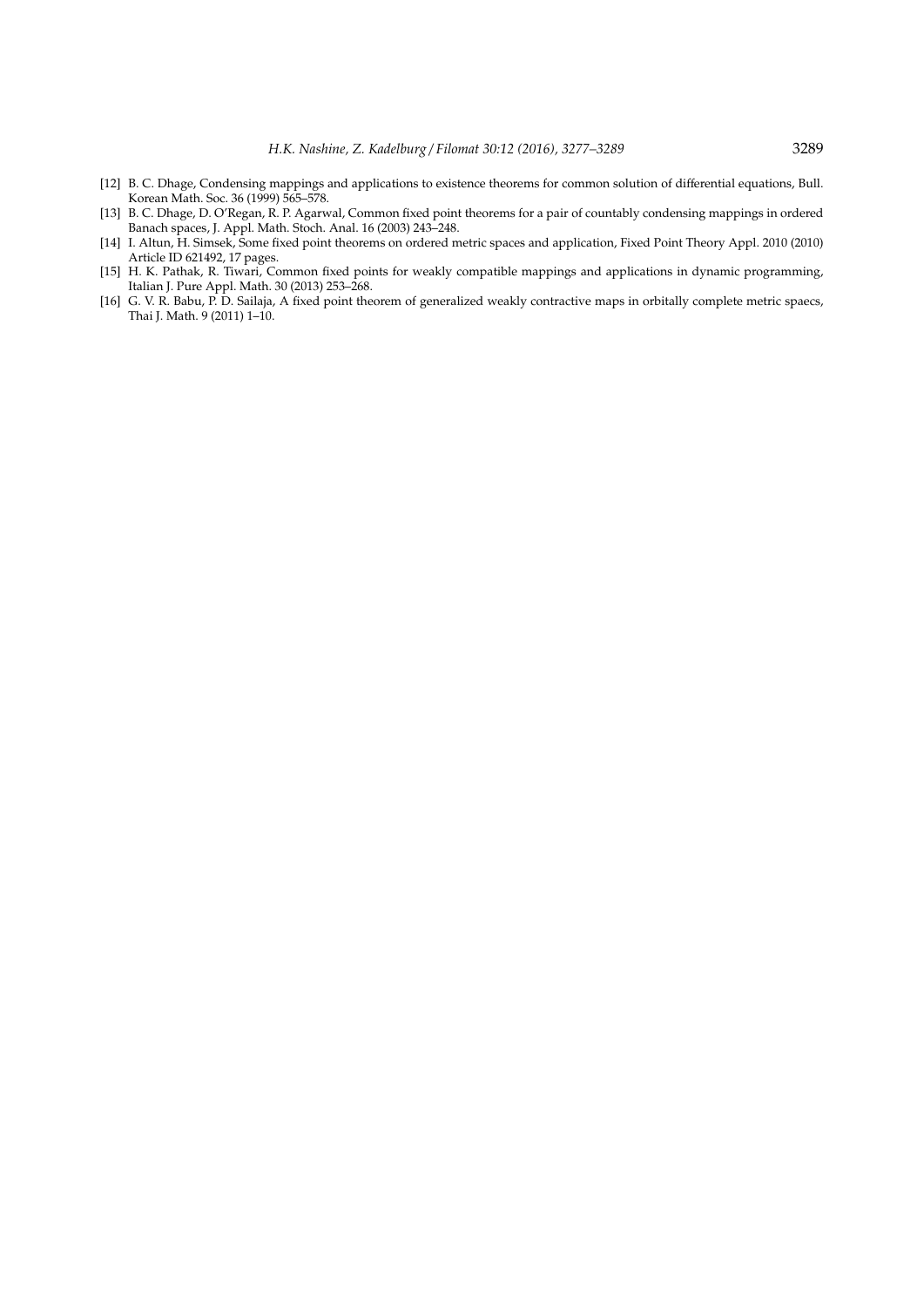[12] B. C. Dhage, Condensing mappings and applications to existence theorems for common solution of differential equations, Bull. Korean Math. Soc. 36 (1999) 565–578.

[13] B. C. Dhage, D. O'Regan, R. P. Agarwal, Common fixed point theorems for a pair of countably condensing mappings in ordered Banach spaces, J. Appl. Math. Stoch. Anal. 16 (2003) 243–248.

[14] I. Altun, H. Simsek, Some fixed point theorems on ordered metric spaces and application, Fixed Point Theory Appl. 2010 (2010) Article ID 621492, 17 pages.

[15] H. K. Pathak, R. Tiwari, Common fixed points for weakly compatible mappings and applications in dynamic programming, Italian J. Pure Appl. Math. 30 (2013) 253–268.

[16] G. V. R. Babu, P. D. Sailaja, A fixed point theorem of generalized weakly contractive maps in orbitally complete metric spaecs, Thai J. Math. 9 (2011) 1–10.